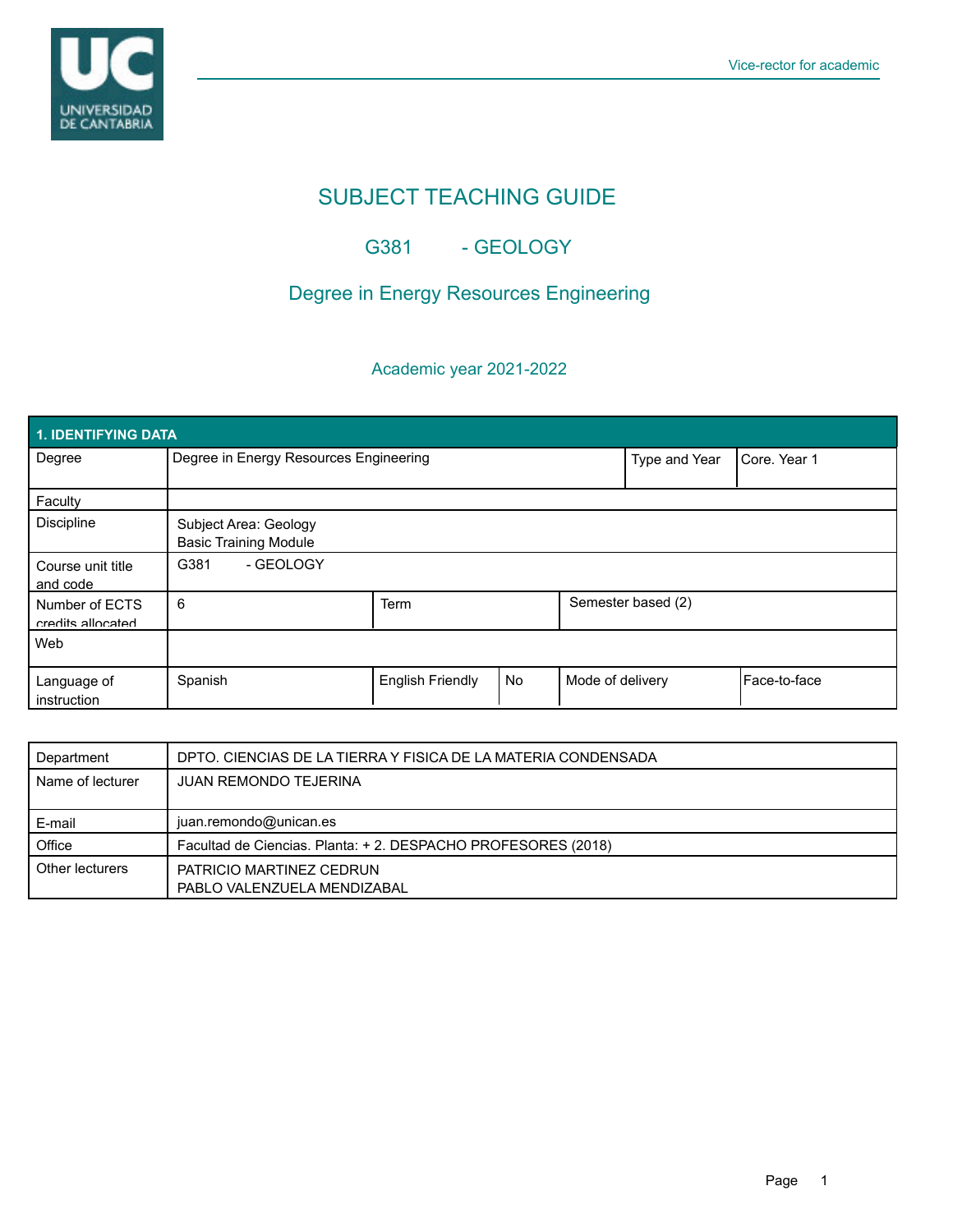# SUBJECT TEACHING GUIDE

## G381 - GEOLOGY

## Degree in Energy Resources Engineering

### Academic year 2021-2022

| 1. IDENTIFYING DATA | | | | | |
|---|---|---|---|---|---|
| Degree | Degree in Energy Resources Engineering | | | Type and Year | Core. Year 1 |
| Faculty | | | | | |
| Discipline | Subject Area: Geology<br>Basic Training Module | | | | |
| Course unit title and code | G381 - GEOLOGY | | | | |
| Number of ECTS credits allocated | 6 | Term | | Semester based (2) | |
| Web | | | | | |
| Language of instruction | Spanish | English Friendly | No | Mode of delivery | Face-to-face |

| | |
|---|---|
| Department | DPTO. CIENCIAS DE LA TIERRA Y FISICA DE LA MATERIA CONDENSADA |
| Name of lecturer | JUAN REMONDO TEJERINA |
| E-mail | juan.remondo@unican.es |
| Office | Facultad de Ciencias. Planta: + 2. DESPACHO PROFESORES (2018) |
| Other lecturers | PATRICIO MARTINEZ CEDRUN<br>PABLO VALENZUELA MENDIZABAL |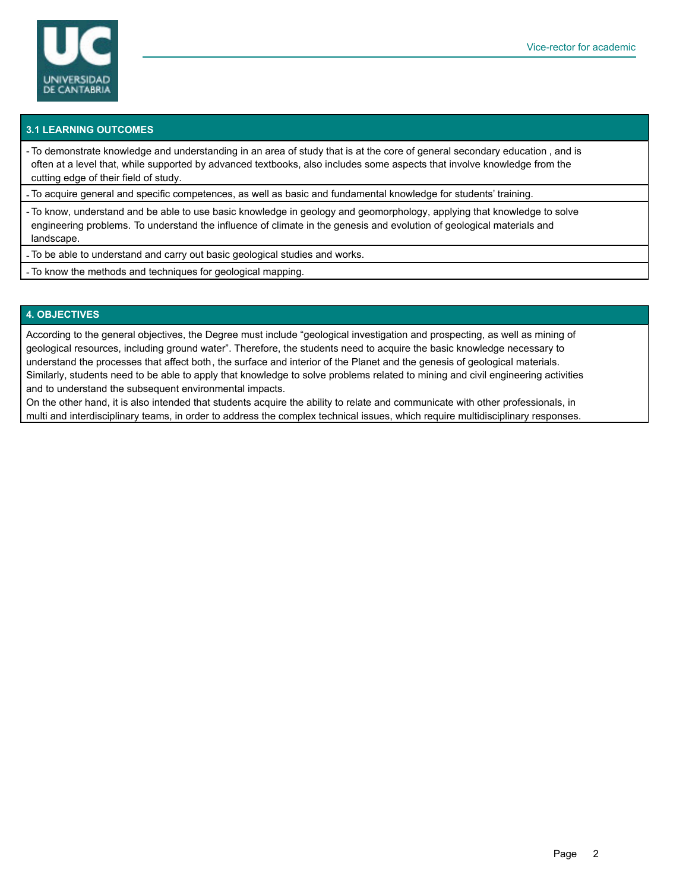## 3.1 LEARNING OUTCOMES

- To demonstrate knowledge and understanding in an area of study that is at the core of general secondary education , and is often at a level that, while supported by advanced textbooks, also includes some aspects that involve knowledge from the cutting edge of their field of study.
- To acquire general and specific competences, as well as basic and fundamental knowledge for students' training.
- To know, understand and be able to use basic knowledge in geology and geomorphology, applying that knowledge to solve engineering problems. To understand the influence of climate in the genesis and evolution of geological materials and landscape.
- To be able to understand and carry out basic geological studies and works.
- To know the methods and techniques for geological mapping.

## 4. OBJECTIVES

According to the general objectives, the Degree must include "geological investigation and prospecting, as well as mining of geological resources, including ground water". Therefore, the students need to acquire the basic knowledge necessary to understand the processes that affect both, the surface and interior of the Planet and the genesis of geological materials. Similarly, students need to be able to apply that knowledge to solve problems related to mining and civil engineering activities and to understand the subsequent environmental impacts.

On the other hand, it is also intended that students acquire the ability to relate and communicate with other professionals, in multi and interdisciplinary teams, in order to address the complex technical issues, which require multidisciplinary responses.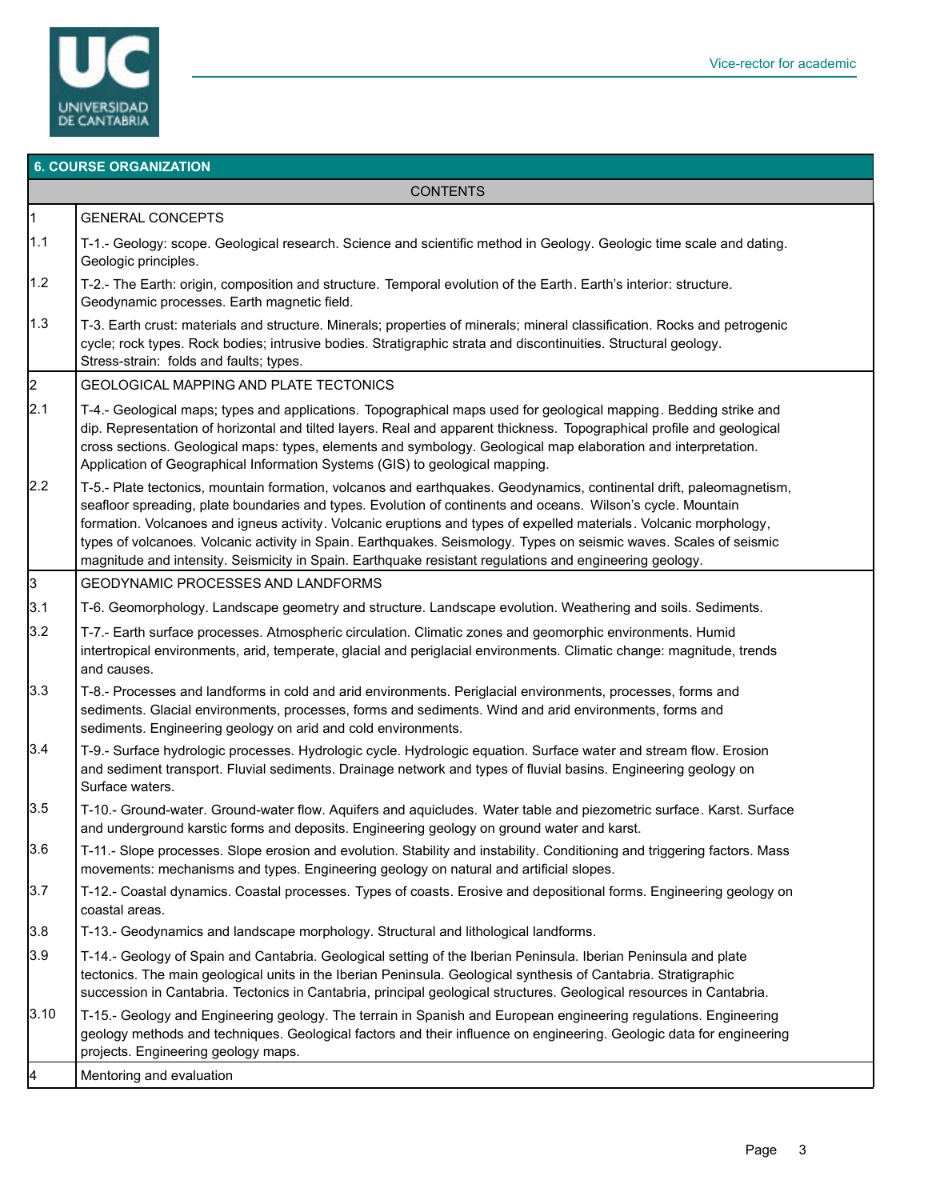## 6. COURSE ORGANIZATION

| CONTENTS | |
|---|---|
| 1 | GENERAL CONCEPTS |
| 1.1 | T-1.- Geology: scope. Geological research. Science and scientific method in Geology. Geologic time scale and dating. Geologic principles. |
| 1.2 | T-2.- The Earth: origin, composition and structure. Temporal evolution of the Earth. Earth's interior: structure. Geodynamic processes. Earth magnetic field. |
| 1.3 | T-3. Earth crust: materials and structure. Minerals; properties of minerals; mineral classification. Rocks and petrogenic cycle; rock types. Rock bodies; intrusive bodies. Stratigraphic strata and discontinuities. Structural geology. Stress-strain: folds and faults; types. |
| 2 | GEOLOGICAL MAPPING AND PLATE TECTONICS |
| 2.1 | T-4.- Geological maps; types and applications. Topographical maps used for geological mapping. Bedding strike and dip. Representation of horizontal and tilted layers. Real and apparent thickness. Topographical profile and geological cross sections. Geological maps: types, elements and symbology. Geological map elaboration and interpretation. Application of Geographical Information Systems (GIS) to geological mapping. |
| 2.2 | T-5.- Plate tectonics, mountain formation, volcanos and earthquakes. Geodynamics, continental drift, paleomagnetism, seafloor spreading, plate boundaries and types. Evolution of continents and oceans. Wilson's cycle. Mountain formation. Volcanoes and igneus activity. Volcanic eruptions and types of expelled materials. Volcanic morphology, types of volcanoes. Volcanic activity in Spain. Earthquakes. Seismology. Types on seismic waves. Scales of seismic magnitude and intensity. Seismicity in Spain. Earthquake resistant regulations and engineering geology. |
| 3 | GEODYNAMIC PROCESSES AND LANDFORMS |
| 3.1 | T-6. Geomorphology. Landscape geometry and structure. Landscape evolution. Weathering and soils. Sediments. |
| 3.2 | T-7.- Earth surface processes. Atmospheric circulation. Climatic zones and geomorphic environments. Humid intertropical environments, arid, temperate, glacial and periglacial environments. Climatic change: magnitude, trends and causes. |
| 3.3 | T-8.- Processes and landforms in cold and arid environments. Periglacial environments, processes, forms and sediments. Glacial environments, processes, forms and sediments. Wind and arid environments, forms and sediments. Engineering geology on arid and cold environments. |
| 3.4 | T-9.- Surface hydrologic processes. Hydrologic cycle. Hydrologic equation. Surface water and stream flow. Erosion and sediment transport. Fluvial sediments. Drainage network and types of fluvial basins. Engineering geology on Surface waters. |
| 3.5 | T-10.- Ground-water. Ground-water flow. Aquifers and aquicludes. Water table and piezometric surface. Karst. Surface and underground karstic forms and deposits. Engineering geology on ground water and karst. |
| 3.6 | T-11.- Slope processes. Slope erosion and evolution. Stability and instability. Conditioning and triggering factors. Mass movements: mechanisms and types. Engineering geology on natural and artificial slopes. |
| 3.7 | T-12.- Coastal dynamics. Coastal processes. Types of coasts. Erosive and depositional forms. Engineering geology on coastal areas. |
| 3.8 | T-13.- Geodynamics and landscape morphology. Structural and lithological landforms. |
| 3.9 | T-14.- Geology of Spain and Cantabria. Geological setting of the Iberian Peninsula. Iberian Peninsula and plate tectonics. The main geological units in the Iberian Peninsula. Geological synthesis of Cantabria. Stratigraphic succession in Cantabria. Tectonics in Cantabria, principal geological structures. Geological resources in Cantabria. |
| 3.10 | T-15.- Geology and Engineering geology. The terrain in Spanish and European engineering regulations. Engineering geology methods and techniques. Geological factors and their influence on engineering. Geologic data for engineering projects. Engineering geology maps. |
| 4 | Mentoring and evaluation |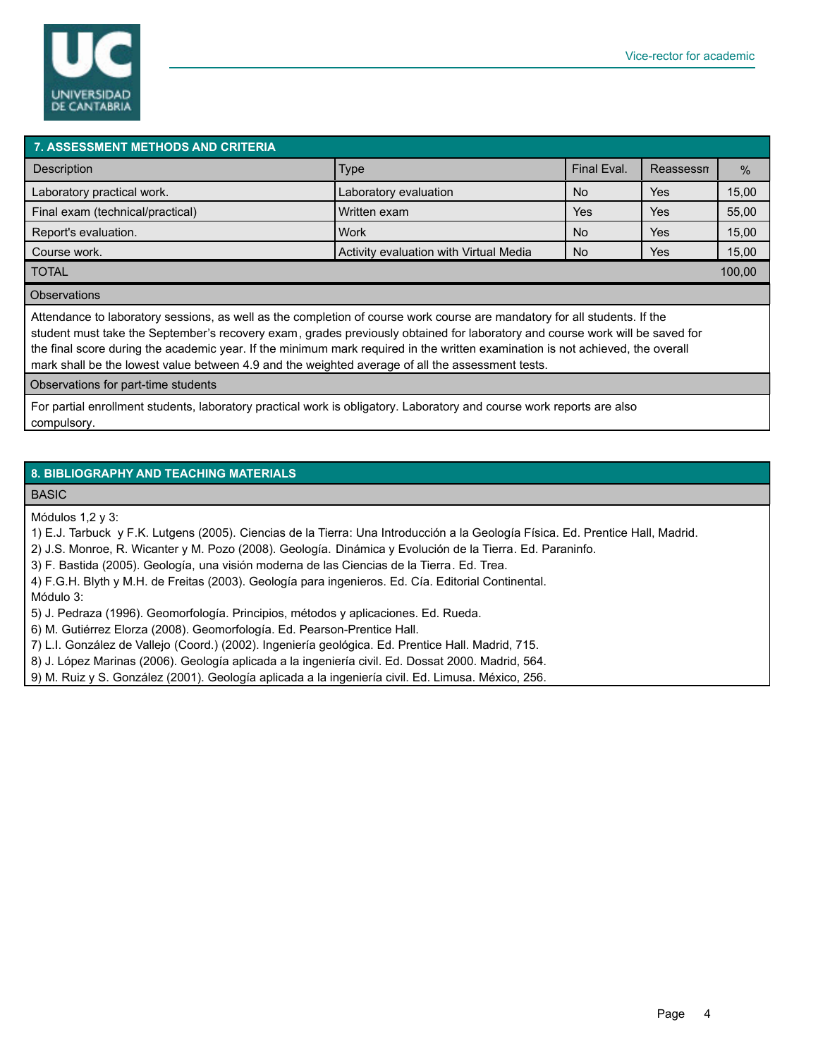## 7. ASSESSMENT METHODS AND CRITERIA

| Description | Type | Final Eval. | Reassessn | % |
|---|---|---|---|---|
| Laboratory practical work. | Laboratory evaluation | No | Yes | 15,00 |
| Final exam (technical/practical) | Written exam | Yes | Yes | 55,00 |
| Report's evaluation. | Work | No | Yes | 15,00 |
| Course work. | Activity evaluation with Virtual Media | No | Yes | 15,00 |
| TOTAL | | | | 100,00 |

**Observations**

Attendance to laboratory sessions, as well as the completion of course work course are mandatory for all students. If the student must take the September's recovery exam, grades previously obtained for laboratory and course work will be saved for the final score during the academic year. If the minimum mark required in the written examination is not achieved, the overall mark shall be the lowest value between 4.9 and the weighted average of all the assessment tests.

**Observations for part-time students**

For partial enrollment students, laboratory practical work is obligatory. Laboratory and course work reports are also compulsory.

## 8. BIBLIOGRAPHY AND TEACHING MATERIALS

**BASIC**

Módulos 1,2 y 3:

1) E.J. Tarbuck y F.K. Lutgens (2005). Ciencias de la Tierra: Una Introducción a la Geología Física. Ed. Prentice Hall, Madrid.
2) J.S. Monroe, R. Wicanter y M. Pozo (2008). Geología. Dinámica y Evolución de la Tierra. Ed. Paraninfo.
3) F. Bastida (2005). Geología, una visión moderna de las Ciencias de la Tierra. Ed. Trea.
4) F.G.H. Blyth y M.H. de Freitas (2003). Geología para ingenieros. Ed. Cía. Editorial Continental.

Módulo 3:

5) J. Pedraza (1996). Geomorfología. Principios, métodos y aplicaciones. Ed. Rueda.
6) M. Gutiérrez Elorza (2008). Geomorfología. Ed. Pearson-Prentice Hall.
7) L.I. González de Vallejo (Coord.) (2002). Ingeniería geológica. Ed. Prentice Hall. Madrid, 715.
8) J. López Marinas (2006). Geología aplicada a la ingeniería civil. Ed. Dossat 2000. Madrid, 564.
9) M. Ruiz y S. González (2001). Geología aplicada a la ingeniería civil. Ed. Limusa. México, 256.